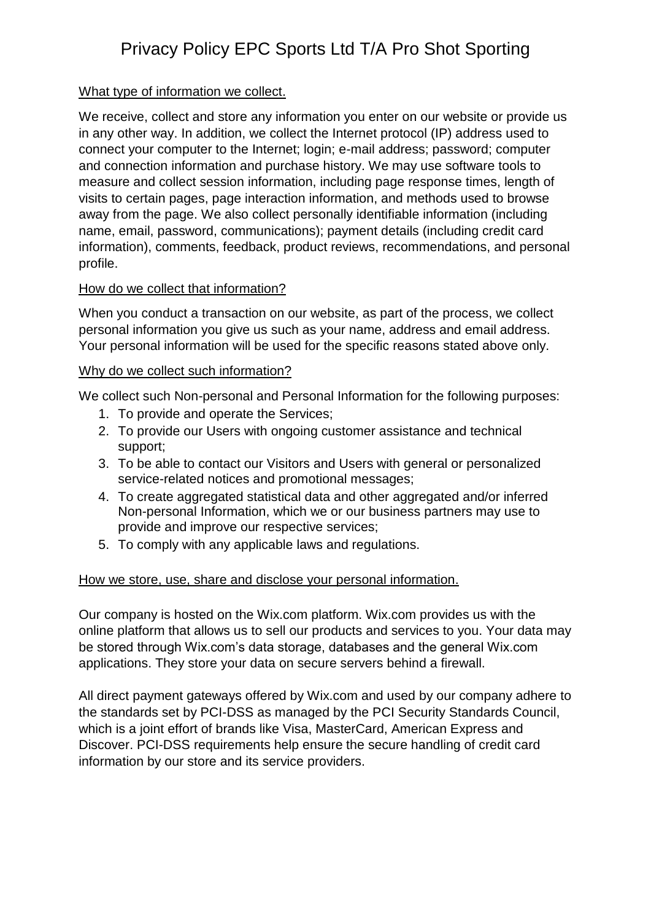# Privacy Policy EPC Sports Ltd T/A Pro Shot Sporting

## What type of information we collect.

We receive, collect and store any information you enter on our website or provide us in any other way. In addition, we collect the Internet protocol (IP) address used to connect your computer to the Internet; login; e-mail address; password; computer and connection information and purchase history. We may use software tools to measure and collect session information, including page response times, length of visits to certain pages, page interaction information, and methods used to browse away from the page. We also collect personally identifiable information (including name, email, password, communications); payment details (including credit card information), comments, feedback, product reviews, recommendations, and personal profile.

## How do we collect that information?

When you conduct a transaction on our website, as part of the process, we collect personal information you give us such as your name, address and email address. Your personal information will be used for the specific reasons stated above only.

## Why do we collect such information?

We collect such Non-personal and Personal Information for the following purposes:

1. To provide and operate the Services;
2. To provide our Users with ongoing customer assistance and technical support;
3. To be able to contact our Visitors and Users with general or personalized service-related notices and promotional messages;
4. To create aggregated statistical data and other aggregated and/or inferred Non-personal Information, which we or our business partners may use to provide and improve our respective services;
5. To comply with any applicable laws and regulations.

## How we store, use, share and disclose your personal information.

Our company is hosted on the Wix.com platform. Wix.com provides us with the online platform that allows us to sell our products and services to you. Your data may be stored through Wix.com's data storage, databases and the general Wix.com applications. They store your data on secure servers behind a firewall.

All direct payment gateways offered by Wix.com and used by our company adhere to the standards set by PCI-DSS as managed by the PCI Security Standards Council, which is a joint effort of brands like Visa, MasterCard, American Express and Discover. PCI-DSS requirements help ensure the secure handling of credit card information by our store and its service providers.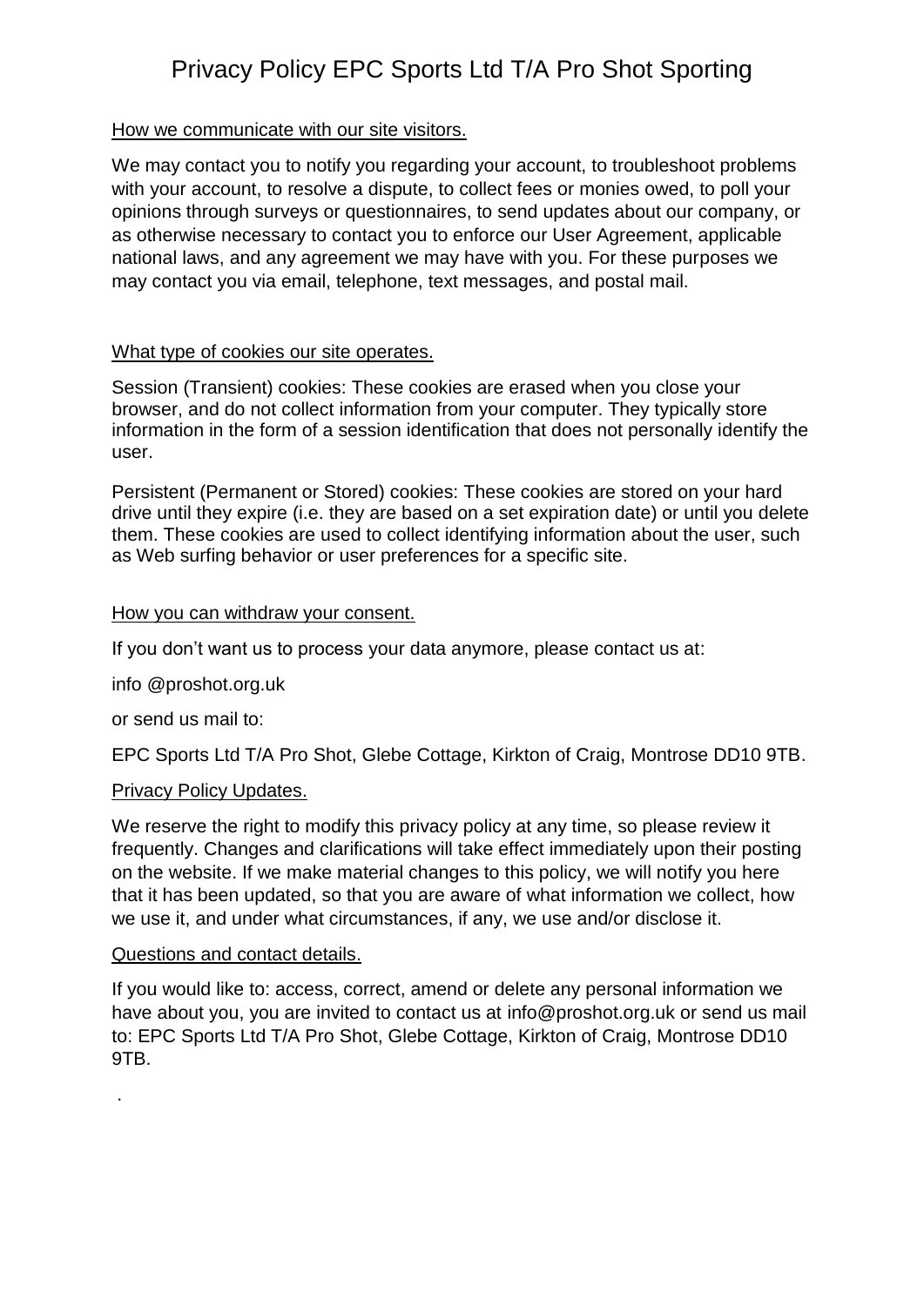# Privacy Policy EPC Sports Ltd T/A Pro Shot Sporting

## How we communicate with our site visitors.

We may contact you to notify you regarding your account, to troubleshoot problems with your account, to resolve a dispute, to collect fees or monies owed, to poll your opinions through surveys or questionnaires, to send updates about our company, or as otherwise necessary to contact you to enforce our User Agreement, applicable national laws, and any agreement we may have with you. For these purposes we may contact you via email, telephone, text messages, and postal mail.

## What type of cookies our site operates.

Session (Transient) cookies: These cookies are erased when you close your browser, and do not collect information from your computer. They typically store information in the form of a session identification that does not personally identify the user.

Persistent (Permanent or Stored) cookies: These cookies are stored on your hard drive until they expire (i.e. they are based on a set expiration date) or until you delete them. These cookies are used to collect identifying information about the user, such as Web surfing behavior or user preferences for a specific site.

## How you can withdraw your consent.

If you don't want us to process your data anymore, please contact us at:

info @proshot.org.uk

or send us mail to:

EPC Sports Ltd T/A Pro Shot, Glebe Cottage, Kirkton of Craig, Montrose DD10 9TB.

## Privacy Policy Updates.

We reserve the right to modify this privacy policy at any time, so please review it frequently. Changes and clarifications will take effect immediately upon their posting on the website. If we make material changes to this policy, we will notify you here that it has been updated, so that you are aware of what information we collect, how we use it, and under what circumstances, if any, we use and/or disclose it.

## Questions and contact details.

If you would like to: access, correct, amend or delete any personal information we have about you, you are invited to contact us at info@proshot.org.uk or send us mail to: EPC Sports Ltd T/A Pro Shot, Glebe Cottage, Kirkton of Craig, Montrose DD10 9TB.

.